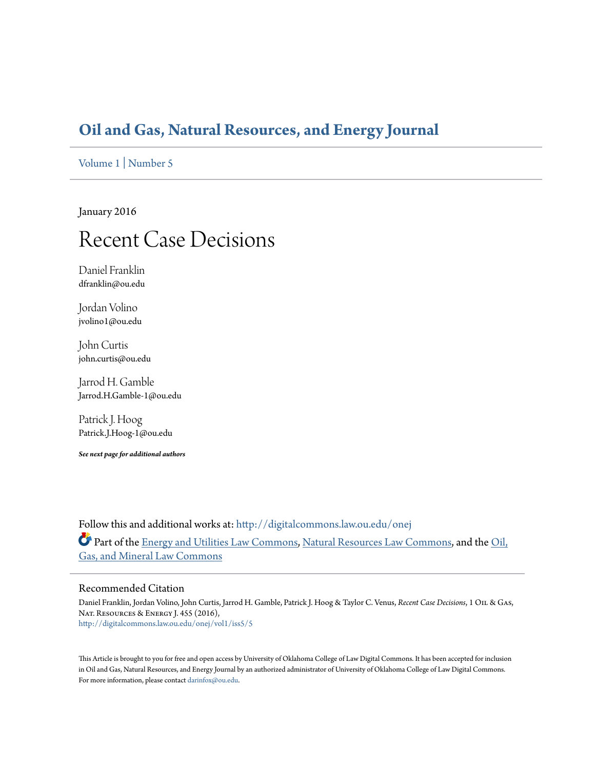# Oil and Gas, Natural Resources, and Energy Journal

Volume 1 | Number 5

January 2016

## Recent Case Decisions

Daniel Franklin
dfranklin@ou.edu

Jordan Volino
jvolino1@ou.edu

John Curtis
john.curtis@ou.edu

Jarrod H. Gamble
Jarrod.H.Gamble-1@ou.edu

Patrick J. Hoog
Patrick.J.Hoog-1@ou.edu

***See next page for additional authors***

Follow this and additional works at: http://digitalcommons.law.ou.edu/onej

Part of the Energy and Utilities Law Commons, Natural Resources Law Commons, and the Oil, Gas, and Mineral Law Commons

### Recommended Citation

Daniel Franklin, Jordan Volino, John Curtis, Jarrod H. Gamble, Patrick J. Hoog & Taylor C. Venus, *Recent Case Decisions*, 1 Oil & Gas, Nat. Resources & Energy J. 455 (2016),
http://digitalcommons.law.ou.edu/onej/vol1/iss5/5

This Article is brought to you for free and open access by University of Oklahoma College of Law Digital Commons. It has been accepted for inclusion in Oil and Gas, Natural Resources, and Energy Journal by an authorized administrator of University of Oklahoma College of Law Digital Commons. For more information, please contact darinfox@ou.edu.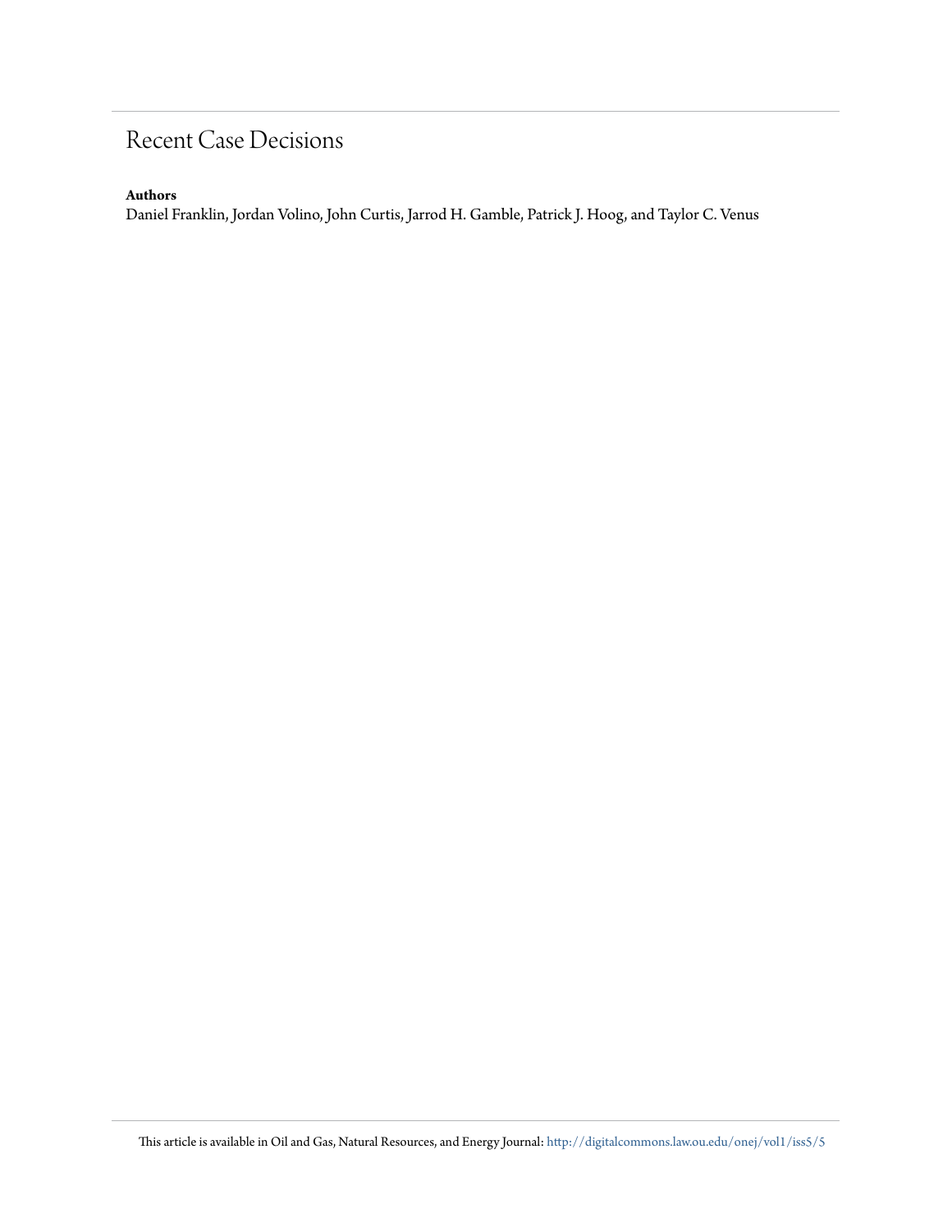# Recent Case Decisions

**Authors**

Daniel Franklin, Jordan Volino, John Curtis, Jarrod H. Gamble, Patrick J. Hoog, and Taylor C. Venus

This article is available in Oil and Gas, Natural Resources, and Energy Journal: http://digitalcommons.law.ou.edu/onej/vol1/iss5/5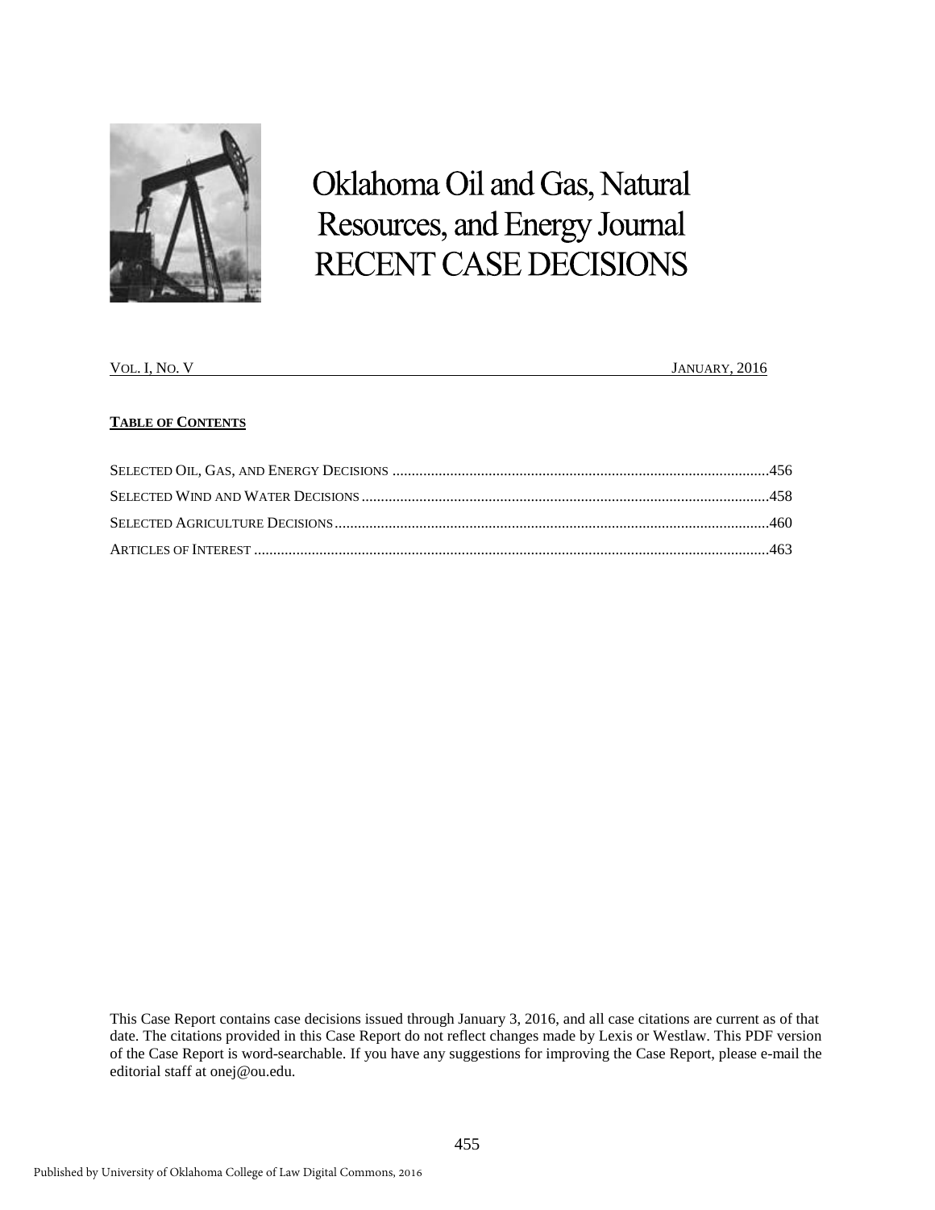# Oklahoma Oil and Gas, Natural Resources, and Energy Journal RECENT CASE DECISIONS

VOL. I, NO. V JANUARY, 2016

**TABLE OF CONTENTS**

SELECTED OIL, GAS, AND ENERGY DECISIONS ........................................456

SELECTED WIND AND WATER DECISIONS ........................................458

SELECTED AGRICULTURE DECISIONS ........................................460

ARTICLES OF INTEREST ........................................463

This Case Report contains case decisions issued through January 3, 2016, and all case citations are current as of that date. The citations provided in this Case Report do not reflect changes made by Lexis or Westlaw. This PDF version of the Case Report is word-searchable. If you have any suggestions for improving the Case Report, please e-mail the editorial staff at onej@ou.edu.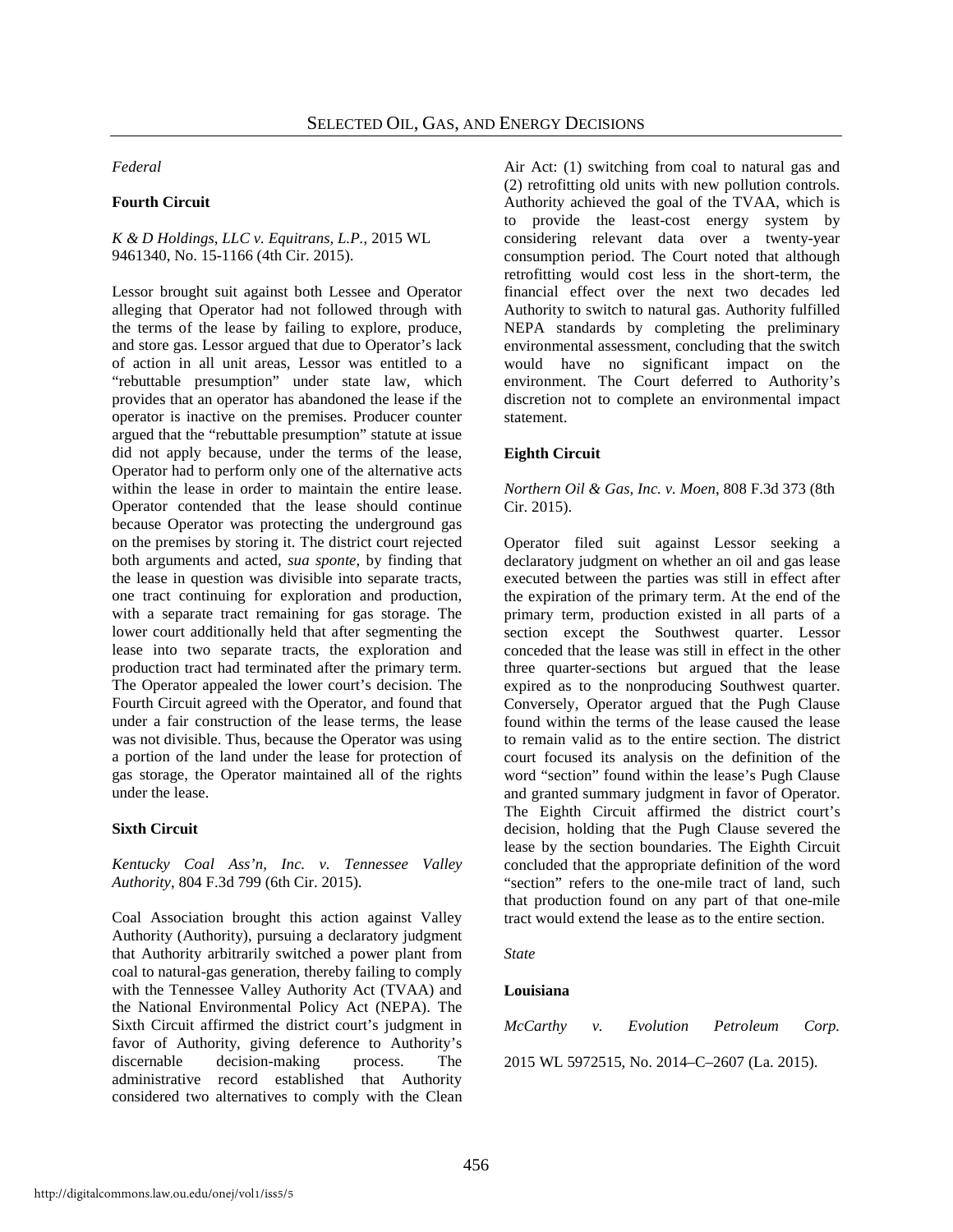*Federal*

**Fourth Circuit**

*K & D Holdings, LLC v. Equitrans, L.P.*, 2015 WL 9461340, No. 15-1166 (4th Cir. 2015).

Lessor brought suit against both Lessee and Operator alleging that Operator had not followed through with the terms of the lease by failing to explore, produce, and store gas. Lessor argued that due to Operator's lack of action in all unit areas, Lessor was entitled to a "rebuttable presumption" under state law, which provides that an operator has abandoned the lease if the operator is inactive on the premises. Producer counter argued that the "rebuttable presumption" statute at issue did not apply because, under the terms of the lease, Operator had to perform only one of the alternative acts within the lease in order to maintain the entire lease. Operator contended that the lease should continue because Operator was protecting the underground gas on the premises by storing it. The district court rejected both arguments and acted, *sua sponte*, by finding that the lease in question was divisible into separate tracts, one tract continuing for exploration and production, with a separate tract remaining for gas storage. The lower court additionally held that after segmenting the lease into two separate tracts, the exploration and production tract had terminated after the primary term. The Operator appealed the lower court's decision. The Fourth Circuit agreed with the Operator, and found that under a fair construction of the lease terms, the lease was not divisible. Thus, because the Operator was using a portion of the land under the lease for protection of gas storage, the Operator maintained all of the rights under the lease.

**Sixth Circuit**

*Kentucky Coal Ass'n, Inc. v. Tennessee Valley Authority*, 804 F.3d 799 (6th Cir. 2015).

Coal Association brought this action against Valley Authority (Authority), pursuing a declaratory judgment that Authority arbitrarily switched a power plant from coal to natural-gas generation, thereby failing to comply with the Tennessee Valley Authority Act (TVAA) and the National Environmental Policy Act (NEPA). The Sixth Circuit affirmed the district court's judgment in favor of Authority, giving deference to Authority's discernable decision-making process. The administrative record established that Authority considered two alternatives to comply with the Clean Air Act: (1) switching from coal to natural gas and (2) retrofitting old units with new pollution controls. Authority achieved the goal of the TVAA, which is to provide the least-cost energy system by considering relevant data over a twenty-year consumption period. The Court noted that although retrofitting would cost less in the short-term, the financial effect over the next two decades led Authority to switch to natural gas. Authority fulfilled NEPA standards by completing the preliminary environmental assessment, concluding that the switch would have no significant impact on the environment. The Court deferred to Authority's discretion not to complete an environmental impact statement.

**Eighth Circuit**

*Northern Oil & Gas, Inc. v. Moen*, 808 F.3d 373 (8th Cir. 2015).

Operator filed suit against Lessor seeking a declaratory judgment on whether an oil and gas lease executed between the parties was still in effect after the expiration of the primary term. At the end of the primary term, production existed in all parts of a section except the Southwest quarter. Lessor conceded that the lease was still in effect in the other three quarter-sections but argued that the lease expired as to the nonproducing Southwest quarter. Conversely, Operator argued that the Pugh Clause found within the terms of the lease caused the lease to remain valid as to the entire section. The district court focused its analysis on the definition of the word "section" found within the lease's Pugh Clause and granted summary judgment in favor of Operator. The Eighth Circuit affirmed the district court's decision, holding that the Pugh Clause severed the lease by the section boundaries. The Eighth Circuit concluded that the appropriate definition of the word "section" refers to the one-mile tract of land, such that production found on any part of that one-mile tract would extend the lease as to the entire section.

*State*

**Louisiana**

*McCarthy v. Evolution Petroleum Corp.*

2015 WL 5972515, No. 2014–C–2607 (La. 2015).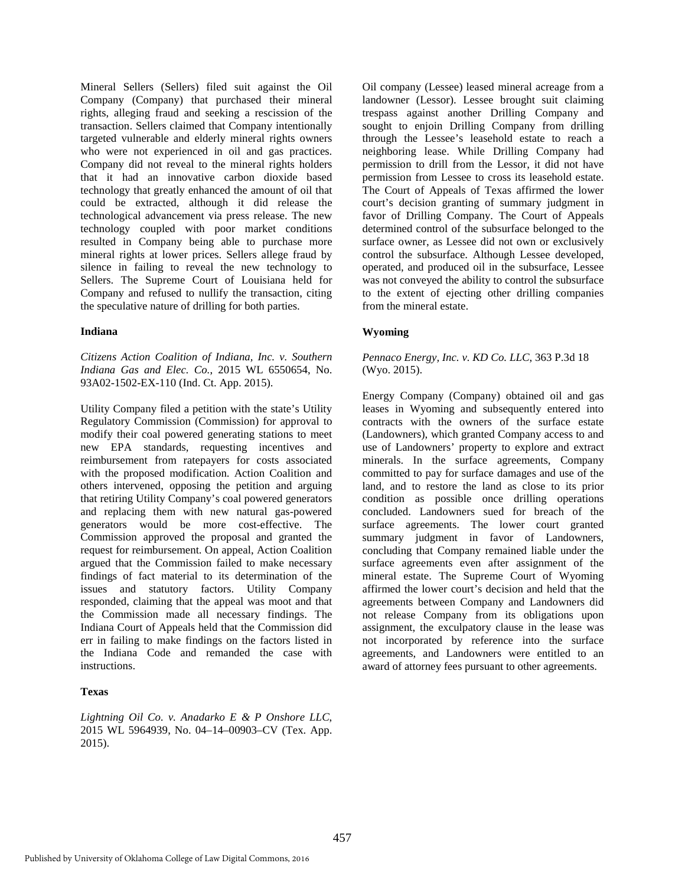Mineral Sellers (Sellers) filed suit against the Oil Company (Company) that purchased their mineral rights, alleging fraud and seeking a rescission of the transaction. Sellers claimed that Company intentionally targeted vulnerable and elderly mineral rights owners who were not experienced in oil and gas practices. Company did not reveal to the mineral rights holders that it had an innovative carbon dioxide based technology that greatly enhanced the amount of oil that could be extracted, although it did release the technological advancement via press release. The new technology coupled with poor market conditions resulted in Company being able to purchase more mineral rights at lower prices. Sellers allege fraud by silence in failing to reveal the new technology to Sellers. The Supreme Court of Louisiana held for Company and refused to nullify the transaction, citing the speculative nature of drilling for both parties.

**Indiana**

*Citizens Action Coalition of Indiana, Inc. v. Southern Indiana Gas and Elec. Co.*, 2015 WL 6550654, No. 93A02-1502-EX-110 (Ind. Ct. App. 2015).

Utility Company filed a petition with the state's Utility Regulatory Commission (Commission) for approval to modify their coal powered generating stations to meet new EPA standards, requesting incentives and reimbursement from ratepayers for costs associated with the proposed modification. Action Coalition and others intervened, opposing the petition and arguing that retiring Utility Company's coal powered generators and replacing them with new natural gas-powered generators would be more cost-effective. The Commission approved the proposal and granted the request for reimbursement. On appeal, Action Coalition argued that the Commission failed to make necessary findings of fact material to its determination of the issues and statutory factors. Utility Company responded, claiming that the appeal was moot and that the Commission made all necessary findings. The Indiana Court of Appeals held that the Commission did err in failing to make findings on the factors listed in the Indiana Code and remanded the case with instructions.

**Texas**

*Lightning Oil Co. v. Anadarko E & P Onshore LLC*, 2015 WL 5964939, No. 04–14–00903–CV (Tex. App. 2015).

Oil company (Lessee) leased mineral acreage from a landowner (Lessor). Lessee brought suit claiming trespass against another Drilling Company and sought to enjoin Drilling Company from drilling through the Lessee's leasehold estate to reach a neighboring lease. While Drilling Company had permission to drill from the Lessor, it did not have permission from Lessee to cross its leasehold estate. The Court of Appeals of Texas affirmed the lower court's decision granting of summary judgment in favor of Drilling Company. The Court of Appeals determined control of the subsurface belonged to the surface owner, as Lessee did not own or exclusively control the subsurface. Although Lessee developed, operated, and produced oil in the subsurface, Lessee was not conveyed the ability to control the subsurface to the extent of ejecting other drilling companies from the mineral estate.

**Wyoming**

*Pennaco Energy, Inc. v. KD Co. LLC*, 363 P.3d 18 (Wyo. 2015).

Energy Company (Company) obtained oil and gas leases in Wyoming and subsequently entered into contracts with the owners of the surface estate (Landowners), which granted Company access to and use of Landowners' property to explore and extract minerals. In the surface agreements, Company committed to pay for surface damages and use of the land, and to restore the land as close to its prior condition as possible once drilling operations concluded. Landowners sued for breach of the surface agreements. The lower court granted summary judgment in favor of Landowners, concluding that Company remained liable under the surface agreements even after assignment of the mineral estate. The Supreme Court of Wyoming affirmed the lower court's decision and held that the agreements between Company and Landowners did not release Company from its obligations upon assignment, the exculpatory clause in the lease was not incorporated by reference into the surface agreements, and Landowners were entitled to an award of attorney fees pursuant to other agreements.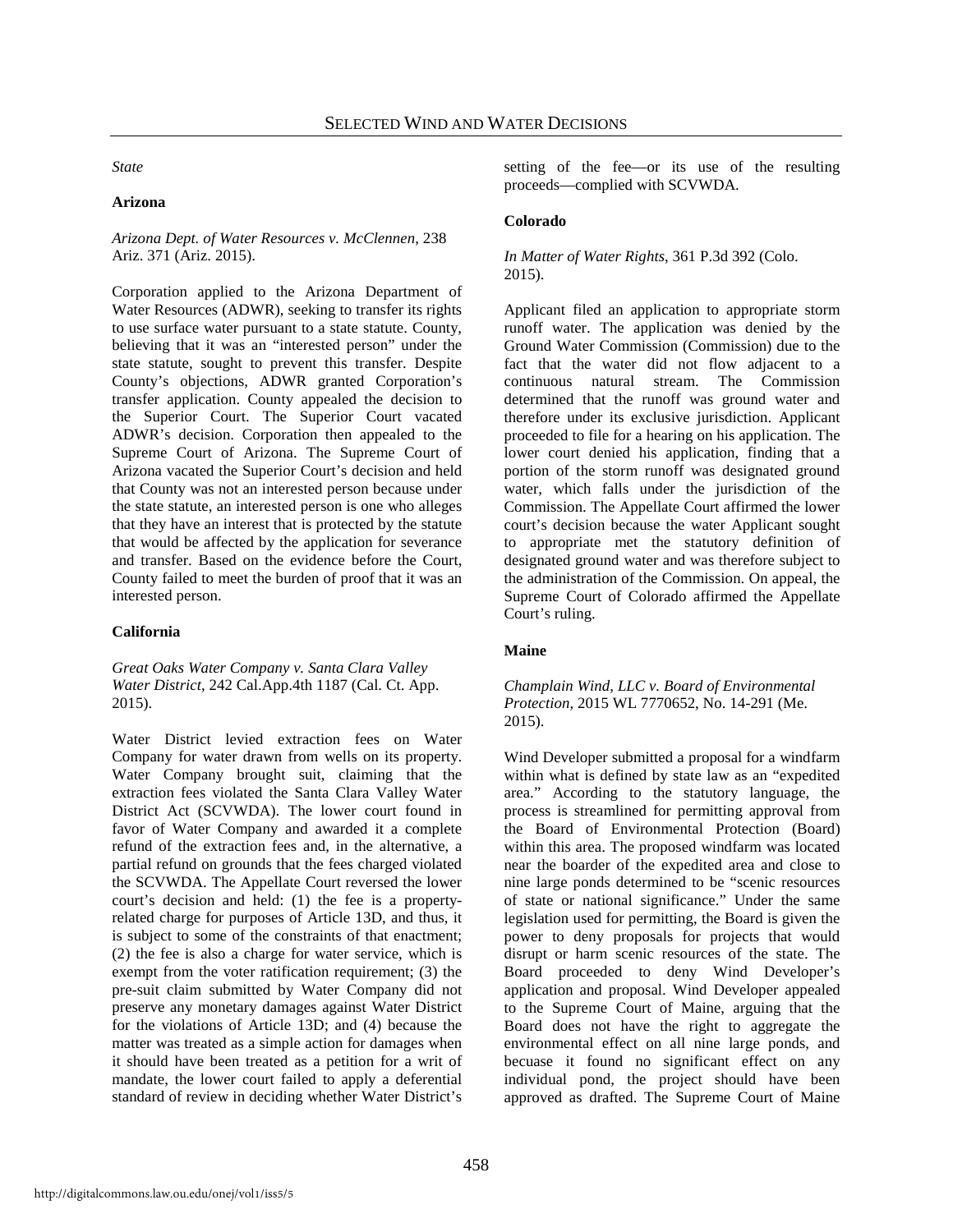*State*

**Arizona**

*Arizona Dept. of Water Resources v. McClennen*, 238 Ariz. 371 (Ariz. 2015).

Corporation applied to the Arizona Department of Water Resources (ADWR), seeking to transfer its rights to use surface water pursuant to a state statute. County, believing that it was an "interested person" under the state statute, sought to prevent this transfer. Despite County's objections, ADWR granted Corporation's transfer application. County appealed the decision to the Superior Court. The Superior Court vacated ADWR's decision. Corporation then appealed to the Supreme Court of Arizona. The Supreme Court of Arizona vacated the Superior Court's decision and held that County was not an interested person because under the state statute, an interested person is one who alleges that they have an interest that is protected by the statute that would be affected by the application for severance and transfer. Based on the evidence before the Court, County failed to meet the burden of proof that it was an interested person.

**California**

*Great Oaks Water Company v. Santa Clara Valley Water District,* 242 Cal.App.4th 1187 (Cal. Ct. App. 2015).

Water District levied extraction fees on Water Company for water drawn from wells on its property. Water Company brought suit, claiming that the extraction fees violated the Santa Clara Valley Water District Act (SCVWDA). The lower court found in favor of Water Company and awarded it a complete refund of the extraction fees and, in the alternative, a partial refund on grounds that the fees charged violated the SCVWDA. The Appellate Court reversed the lower court's decision and held: (1) the fee is a property-related charge for purposes of Article 13D, and thus, it is subject to some of the constraints of that enactment; (2) the fee is also a charge for water service, which is exempt from the voter ratification requirement; (3) the pre-suit claim submitted by Water Company did not preserve any monetary damages against Water District for the violations of Article 13D; and (4) because the matter was treated as a simple action for damages when it should have been treated as a petition for a writ of mandate, the lower court failed to apply a deferential standard of review in deciding whether Water District's setting of the fee—or its use of the resulting proceeds—complied with SCVWDA.

**Colorado**

*In Matter of Water Rights*, 361 P.3d 392 (Colo. 2015).

Applicant filed an application to appropriate storm runoff water. The application was denied by the Ground Water Commission (Commission) due to the fact that the water did not flow adjacent to a continuous natural stream. The Commission determined that the runoff was ground water and therefore under its exclusive jurisdiction. Applicant proceeded to file for a hearing on his application. The lower court denied his application, finding that a portion of the storm runoff was designated ground water, which falls under the jurisdiction of the Commission. The Appellate Court affirmed the lower court's decision because the water Applicant sought to appropriate met the statutory definition of designated ground water and was therefore subject to the administration of the Commission. On appeal, the Supreme Court of Colorado affirmed the Appellate Court's ruling.

**Maine**

*Champlain Wind, LLC v. Board of Environmental Protection*, 2015 WL 7770652, No. 14-291 (Me. 2015).

Wind Developer submitted a proposal for a windfarm within what is defined by state law as an "expedited area." According to the statutory language, the process is streamlined for permitting approval from the Board of Environmental Protection (Board) within this area. The proposed windfarm was located near the boarder of the expedited area and close to nine large ponds determined to be "scenic resources of state or national significance." Under the same legislation used for permitting, the Board is given the power to deny proposals for projects that would disrupt or harm scenic resources of the state. The Board proceeded to deny Wind Developer's application and proposal. Wind Developer appealed to the Supreme Court of Maine, arguing that the Board does not have the right to aggregate the environmental effect on all nine large ponds, and becuase it found no significant effect on any individual pond, the project should have been approved as drafted. The Supreme Court of Maine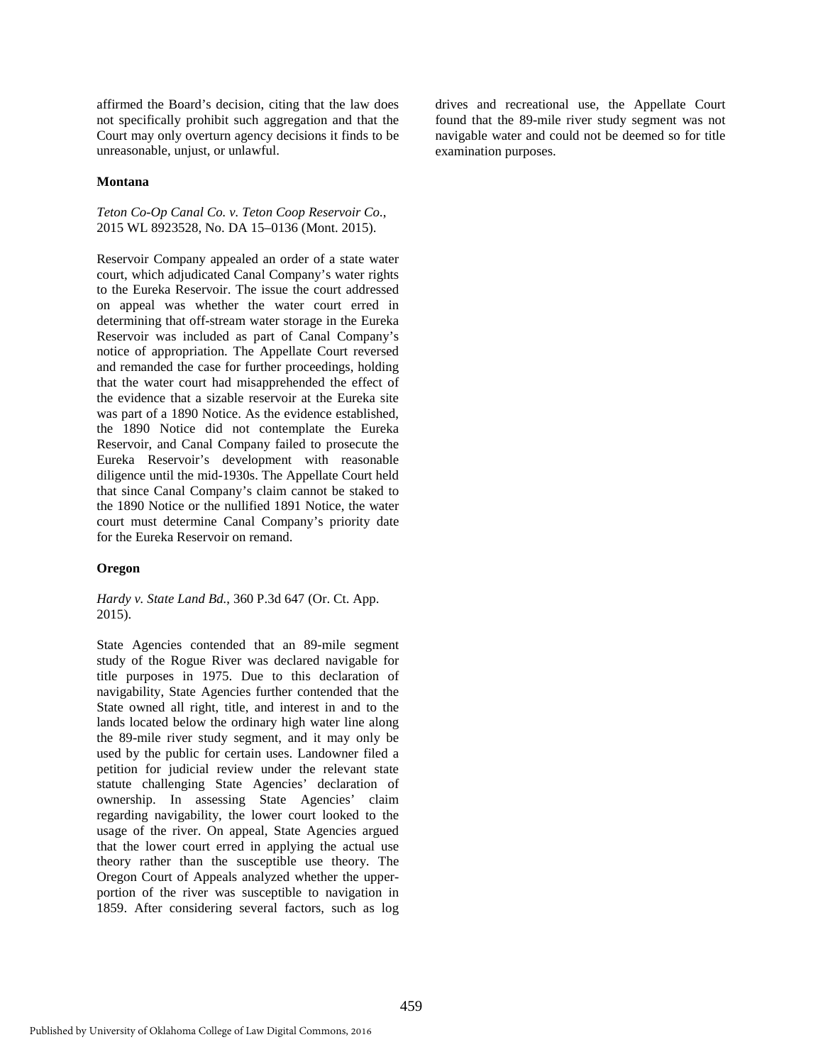affirmed the Board's decision, citing that the law does not specifically prohibit such aggregation and that the Court may only overturn agency decisions it finds to be unreasonable, unjust, or unlawful.

**Montana**

*Teton Co-Op Canal Co. v. Teton Coop Reservoir Co.*, 2015 WL 8923528, No. DA 15–0136 (Mont. 2015).

Reservoir Company appealed an order of a state water court, which adjudicated Canal Company's water rights to the Eureka Reservoir. The issue the court addressed on appeal was whether the water court erred in determining that off-stream water storage in the Eureka Reservoir was included as part of Canal Company's notice of appropriation. The Appellate Court reversed and remanded the case for further proceedings, holding that the water court had misapprehended the effect of the evidence that a sizable reservoir at the Eureka site was part of a 1890 Notice. As the evidence established, the 1890 Notice did not contemplate the Eureka Reservoir, and Canal Company failed to prosecute the Eureka Reservoir's development with reasonable diligence until the mid-1930s. The Appellate Court held that since Canal Company's claim cannot be staked to the 1890 Notice or the nullified 1891 Notice, the water court must determine Canal Company's priority date for the Eureka Reservoir on remand.

**Oregon**

*Hardy v. State Land Bd.*, 360 P.3d 647 (Or. Ct. App. 2015).

State Agencies contended that an 89-mile segment study of the Rogue River was declared navigable for title purposes in 1975. Due to this declaration of navigability, State Agencies further contended that the State owned all right, title, and interest in and to the lands located below the ordinary high water line along the 89-mile river study segment, and it may only be used by the public for certain uses. Landowner filed a petition for judicial review under the relevant state statute challenging State Agencies' declaration of ownership. In assessing State Agencies' claim regarding navigability, the lower court looked to the usage of the river. On appeal, State Agencies argued that the lower court erred in applying the actual use theory rather than the susceptible use theory. The Oregon Court of Appeals analyzed whether the upper-portion of the river was susceptible to navigation in 1859. After considering several factors, such as log drives and recreational use, the Appellate Court found that the 89-mile river study segment was not navigable water and could not be deemed so for title examination purposes.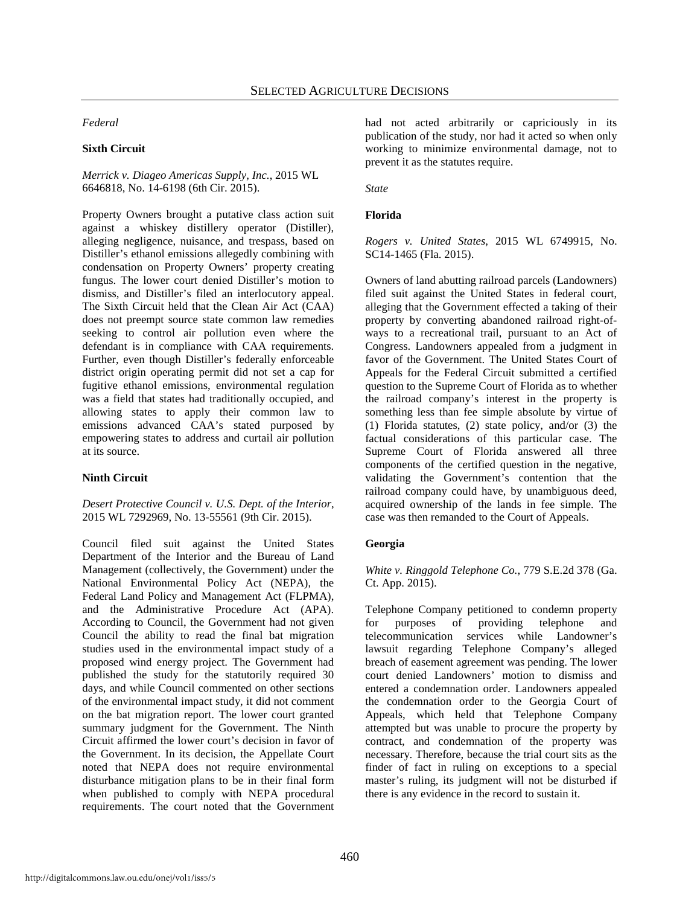## SELECTED AGRICULTURE DECISIONS

*Federal*

**Sixth Circuit**

*Merrick v. Diageo Americas Supply, Inc.*, 2015 WL 6646818, No. 14-6198 (6th Cir. 2015).

Property Owners brought a putative class action suit against a whiskey distillery operator (Distiller), alleging negligence, nuisance, and trespass, based on Distiller's ethanol emissions allegedly combining with condensation on Property Owners' property creating fungus. The lower court denied Distiller's motion to dismiss, and Distiller's filed an interlocutory appeal. The Sixth Circuit held that the Clean Air Act (CAA) does not preempt source state common law remedies seeking to control air pollution even where the defendant is in compliance with CAA requirements. Further, even though Distiller's federally enforceable district origin operating permit did not set a cap for fugitive ethanol emissions, environmental regulation was a field that states had traditionally occupied, and allowing states to apply their common law to emissions advanced CAA's stated purposed by empowering states to address and curtail air pollution at its source.

**Ninth Circuit**

*Desert Protective Council v. U.S. Dept. of the Interior*, 2015 WL 7292969, No. 13-55561 (9th Cir. 2015).

Council filed suit against the United States Department of the Interior and the Bureau of Land Management (collectively, the Government) under the National Environmental Policy Act (NEPA), the Federal Land Policy and Management Act (FLPMA), and the Administrative Procedure Act (APA). According to Council, the Government had not given Council the ability to read the final bat migration studies used in the environmental impact study of a proposed wind energy project. The Government had published the study for the statutorily required 30 days, and while Council commented on other sections of the environmental impact study, it did not comment on the bat migration report. The lower court granted summary judgment for the Government. The Ninth Circuit affirmed the lower court's decision in favor of the Government. In its decision, the Appellate Court noted that NEPA does not require environmental disturbance mitigation plans to be in their final form when published to comply with NEPA procedural requirements. The court noted that the Government had not acted arbitrarily or capriciously in its publication of the study, nor had it acted so when only working to minimize environmental damage, not to prevent it as the statutes require.

*State*

**Florida**

*Rogers v. United States*, 2015 WL 6749915, No. SC14-1465 (Fla. 2015).

Owners of land abutting railroad parcels (Landowners) filed suit against the United States in federal court, alleging that the Government effected a taking of their property by converting abandoned railroad right-of-ways to a recreational trail, pursuant to an Act of Congress. Landowners appealed from a judgment in favor of the Government. The United States Court of Appeals for the Federal Circuit submitted a certified question to the Supreme Court of Florida as to whether the railroad company's interest in the property is something less than fee simple absolute by virtue of (1) Florida statutes, (2) state policy, and/or (3) the factual considerations of this particular case. The Supreme Court of Florida answered all three components of the certified question in the negative, validating the Government's contention that the railroad company could have, by unambiguous deed, acquired ownership of the lands in fee simple. The case was then remanded to the Court of Appeals.

**Georgia**

*White v. Ringgold Telephone Co.*, 779 S.E.2d 378 (Ga. Ct. App. 2015).

Telephone Company petitioned to condemn property for purposes of providing telephone and telecommunication services while Landowner's lawsuit regarding Telephone Company's alleged breach of easement agreement was pending. The lower court denied Landowners' motion to dismiss and entered a condemnation order. Landowners appealed the condemnation order to the Georgia Court of Appeals, which held that Telephone Company attempted but was unable to procure the property by contract, and condemnation of the property was necessary. Therefore, because the trial court sits as the finder of fact in ruling on exceptions to a special master's ruling, its judgment will not be disturbed if there is any evidence in the record to sustain it.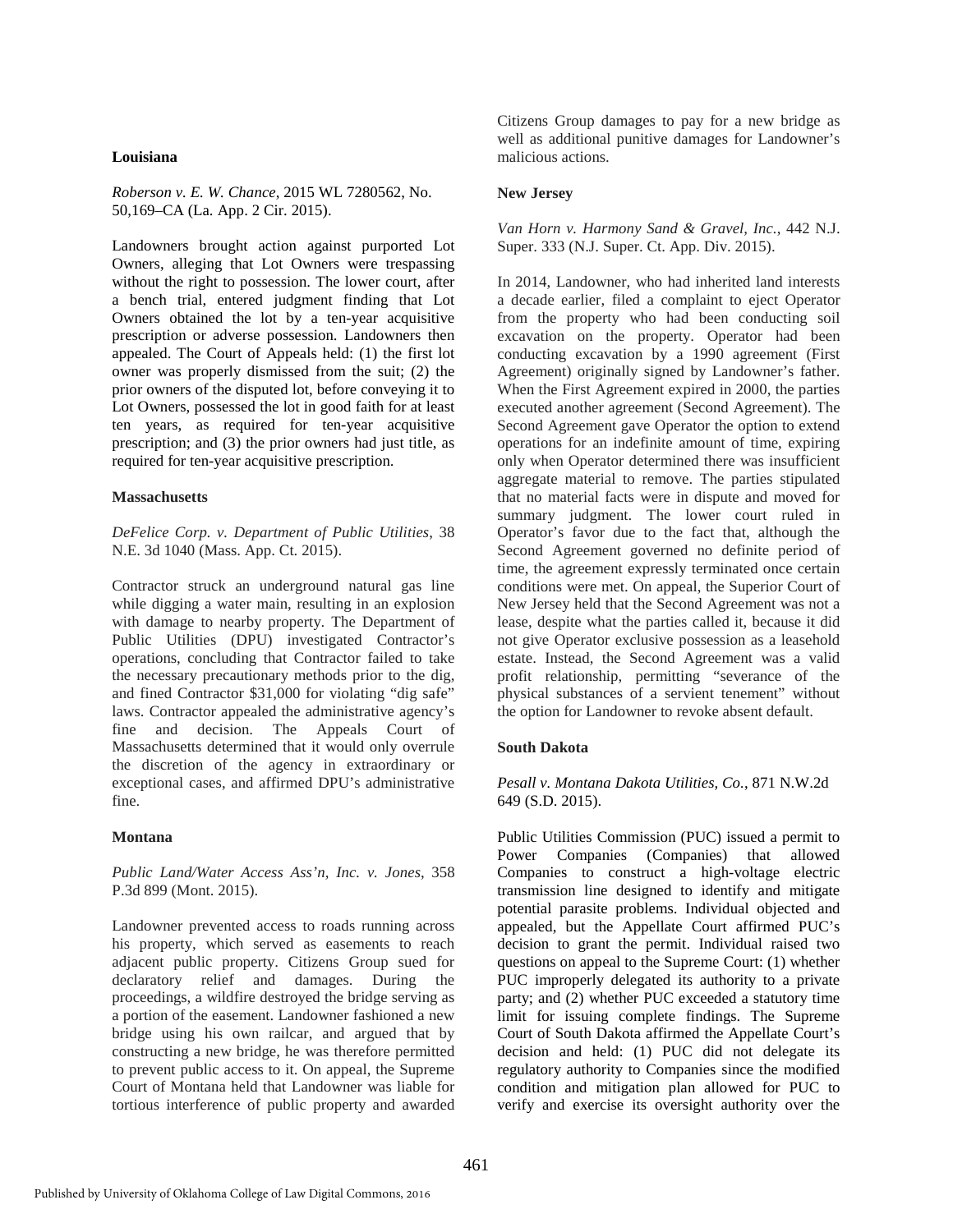**Louisiana**

*Roberson v. E. W. Chance*, 2015 WL 7280562, No. 50,169–CA (La. App. 2 Cir. 2015).

Landowners brought action against purported Lot Owners, alleging that Lot Owners were trespassing without the right to possession. The lower court, after a bench trial, entered judgment finding that Lot Owners obtained the lot by a ten-year acquisitive prescription or adverse possession. Landowners then appealed. The Court of Appeals held: (1) the first lot owner was properly dismissed from the suit; (2) the prior owners of the disputed lot, before conveying it to Lot Owners, possessed the lot in good faith for at least ten years, as required for ten-year acquisitive prescription; and (3) the prior owners had just title, as required for ten-year acquisitive prescription.

**Massachusetts**

*DeFelice Corp. v. Department of Public Utilities*, 38 N.E. 3d 1040 (Mass. App. Ct. 2015).

Contractor struck an underground natural gas line while digging a water main, resulting in an explosion with damage to nearby property. The Department of Public Utilities (DPU) investigated Contractor's operations, concluding that Contractor failed to take the necessary precautionary methods prior to the dig, and fined Contractor $31,000 for violating "dig safe" laws. Contractor appealed the administrative agency's fine and decision. The Appeals Court of Massachusetts determined that it would only overrule the discretion of the agency in extraordinary or exceptional cases, and affirmed DPU's administrative fine.

**Montana**

*Public Land/Water Access Ass'n, Inc. v. Jones*, 358 P.3d 899 (Mont. 2015).

Landowner prevented access to roads running across his property, which served as easements to reach adjacent public property. Citizens Group sued for declaratory relief and damages. During the proceedings, a wildfire destroyed the bridge serving as a portion of the easement. Landowner fashioned a new bridge using his own railcar, and argued that by constructing a new bridge, he was therefore permitted to prevent public access to it. On appeal, the Supreme Court of Montana held that Landowner was liable for tortious interference of public property and awarded Citizens Group damages to pay for a new bridge as well as additional punitive damages for Landowner's malicious actions.

**New Jersey**

*Van Horn v. Harmony Sand & Gravel, Inc.*, 442 N.J. Super. 333 (N.J. Super. Ct. App. Div. 2015).

In 2014, Landowner, who had inherited land interests a decade earlier, filed a complaint to eject Operator from the property who had been conducting soil excavation on the property. Operator had been conducting excavation by a 1990 agreement (First Agreement) originally signed by Landowner's father. When the First Agreement expired in 2000, the parties executed another agreement (Second Agreement). The Second Agreement gave Operator the option to extend operations for an indefinite amount of time, expiring only when Operator determined there was insufficient aggregate material to remove. The parties stipulated that no material facts were in dispute and moved for summary judgment. The lower court ruled in Operator's favor due to the fact that, although the Second Agreement governed no definite period of time, the agreement expressly terminated once certain conditions were met. On appeal, the Superior Court of New Jersey held that the Second Agreement was not a lease, despite what the parties called it, because it did not give Operator exclusive possession as a leasehold estate. Instead, the Second Agreement was a valid profit relationship, permitting "severance of the physical substances of a servient tenement" without the option for Landowner to revoke absent default.

**South Dakota**

*Pesall v. Montana Dakota Utilities, Co.*, 871 N.W.2d 649 (S.D. 2015).

Public Utilities Commission (PUC) issued a permit to Power Companies (Companies) that allowed Companies to construct a high-voltage electric transmission line designed to identify and mitigate potential parasite problems. Individual objected and appealed, but the Appellate Court affirmed PUC's decision to grant the permit. Individual raised two questions on appeal to the Supreme Court: (1) whether PUC improperly delegated its authority to a private party; and (2) whether PUC exceeded a statutory time limit for issuing complete findings. The Supreme Court of South Dakota affirmed the Appellate Court's decision and held: (1) PUC did not delegate its regulatory authority to Companies since the modified condition and mitigation plan allowed for PUC to verify and exercise its oversight authority over the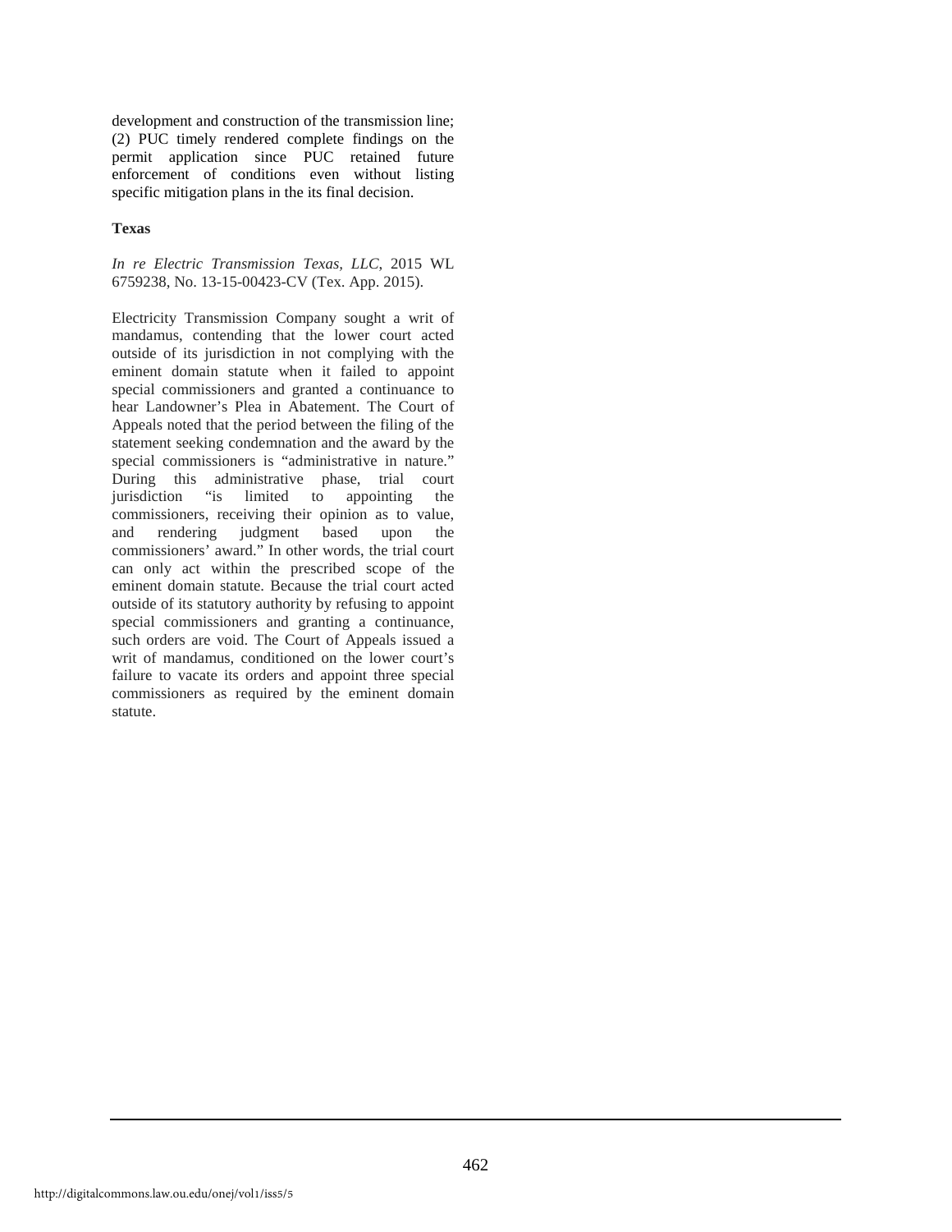development and construction of the transmission line; (2) PUC timely rendered complete findings on the permit application since PUC retained future enforcement of conditions even without listing specific mitigation plans in the its final decision.

**Texas**

*In re Electric Transmission Texas, LLC*, 2015 WL 6759238, No. 13-15-00423-CV (Tex. App. 2015).

Electricity Transmission Company sought a writ of mandamus, contending that the lower court acted outside of its jurisdiction in not complying with the eminent domain statute when it failed to appoint special commissioners and granted a continuance to hear Landowner's Plea in Abatement. The Court of Appeals noted that the period between the filing of the statement seeking condemnation and the award by the special commissioners is "administrative in nature." During this administrative phase, trial court jurisdiction "is limited to appointing the commissioners, receiving their opinion as to value, and rendering judgment based upon the commissioners' award." In other words, the trial court can only act within the prescribed scope of the eminent domain statute. Because the trial court acted outside of its statutory authority by refusing to appoint special commissioners and granting a continuance, such orders are void. The Court of Appeals issued a writ of mandamus, conditioned on the lower court's failure to vacate its orders and appoint three special commissioners as required by the eminent domain statute.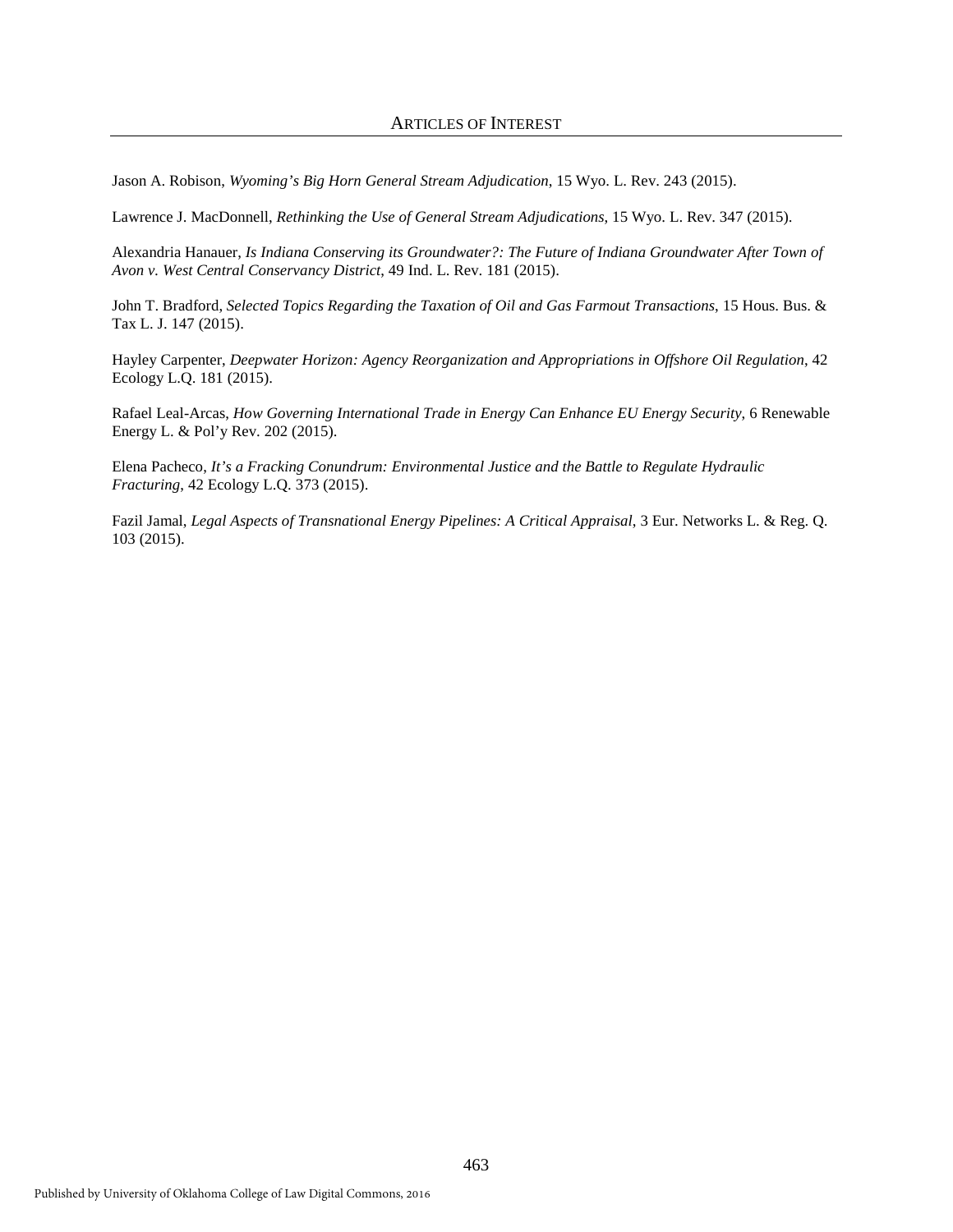## Articles of Interest

Jason A. Robison, *Wyoming's Big Horn General Stream Adjudication*, 15 Wyo. L. Rev. 243 (2015).

Lawrence J. MacDonnell, *Rethinking the Use of General Stream Adjudications*, 15 Wyo. L. Rev. 347 (2015).

Alexandria Hanauer, *Is Indiana Conserving its Groundwater?: The Future of Indiana Groundwater After Town of Avon v. West Central Conservancy District*, 49 Ind. L. Rev. 181 (2015).

John T. Bradford, *Selected Topics Regarding the Taxation of Oil and Gas Farmout Transactions*, 15 Hous. Bus. & Tax L. J. 147 (2015).

Hayley Carpenter, *Deepwater Horizon: Agency Reorganization and Appropriations in Offshore Oil Regulation*, 42 Ecology L.Q. 181 (2015).

Rafael Leal-Arcas, *How Governing International Trade in Energy Can Enhance EU Energy Security*, 6 Renewable Energy L. & Pol'y Rev. 202 (2015).

Elena Pacheco, *It's a Fracking Conundrum: Environmental Justice and the Battle to Regulate Hydraulic Fracturing*, 42 Ecology L.Q. 373 (2015).

Fazil Jamal, *Legal Aspects of Transnational Energy Pipelines: A Critical Appraisal*, 3 Eur. Networks L. & Reg. Q. 103 (2015).